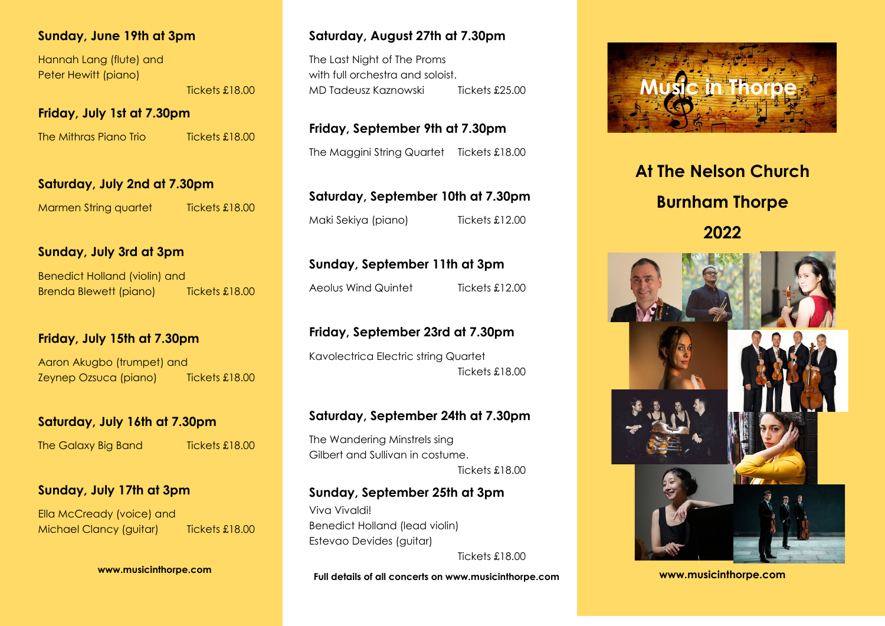**Sunday, June 19th at 3pm**

Hannah Lang (flute) and
Peter Hewitt (piano)
Tickets £18.00

**Friday, July 1st at 7.30pm**

The Mithras Piano Trio — Tickets £18.00

**Saturday, July 2nd at 7.30pm**

Marmen String quartet — Tickets £18.00

**Sunday, July 3rd at 3pm**

Benedict Holland (violin) and
Brenda Blewett (piano) — Tickets £18.00

**Friday, July 15th at 7.30pm**

Aaron Akugbo (trumpet) and
Zeynep Ozsuca (piano) — Tickets £18.00

**Saturday, July 16th at 7.30pm**

The Galaxy Big Band — Tickets £18.00

**Sunday, July 17th at 3pm**

Ella McCready (voice) and
Michael Clancy (guitar) — Tickets £18.00

**www.musicinthorpe.com**

**Saturday, August 27th at 7.30pm**

The Last Night of The Proms
with full orchestra and soloist.
MD Tadeusz Kaznowski — Tickets £25.00

**Friday, September 9th at 7.30pm**

The Maggini String Quartet — Tickets £18.00

**Saturday, September 10th at 7.30pm**

Maki Sekiya (piano) — Tickets £12.00

**Sunday, September 11th at 3pm**

Aeolus Wind Quintet — Tickets £12.00

**Friday, September 23rd at 7.30pm**

Kavolectrica Electric string Quartet
Tickets £18.00

**Saturday, September 24th at 7.30pm**

The Wandering Minstrels sing
Gilbert and Sullivan in costume.
Tickets £18.00

**Sunday, September 25th at 3pm**

Viva Vivaldi!
Benedict Holland (lead violin)
Estevao Devides (guitar)
Tickets £18.00

**Full details of all concerts on www.musicinthorpe.com**

# Music in Thorpe

## At The Nelson Church
## Burnham Thorpe
## 2022

**www.musicinthorpe.com**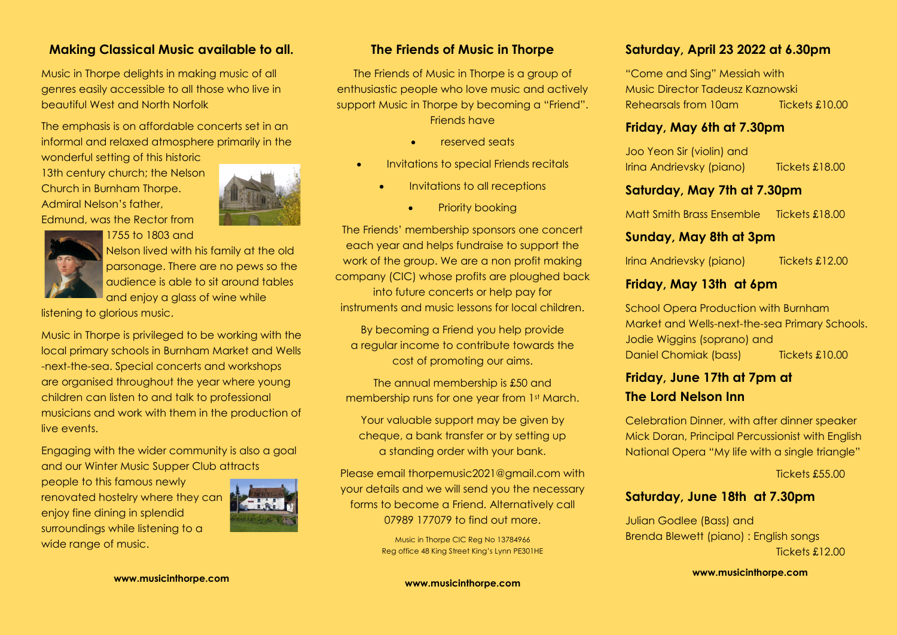## Making Classical Music available to all.

Music in Thorpe delights in making music of all genres easily accessible to all those who live in beautiful West and North Norfolk

The emphasis is on affordable concerts set in an informal and relaxed atmosphere primarily in the wonderful setting of this historic 13th century church; the Nelson Church in Burnham Thorpe. Admiral Nelson's father, Edmund, was the Rector from 1755 to 1803 and Nelson lived with his family at the old parsonage. There are no pews so the audience is able to sit around tables and enjoy a glass of wine while listening to glorious music.

Music in Thorpe is privileged to be working with the local primary schools in Burnham Market and Wells-next-the-sea. Special concerts and workshops are organised throughout the year where young children can listen to and talk to professional musicians and work with them in the production of live events.

Engaging with the wider community is also a goal and our Winter Music Supper Club attracts people to this famous newly renovated hostelry where they can enjoy fine dining in splendid surroundings while listening to a wide range of music.

www.musicinthorpe.com

## The Friends of Music in Thorpe

The Friends of Music in Thorpe is a group of enthusiastic people who love music and actively support Music in Thorpe by becoming a "Friend". Friends have

- reserved seats
- Invitations to special Friends recitals
- Invitations to all receptions
- Priority booking

The Friends' membership sponsors one concert each year and helps fundraise to support the work of the group. We are a non profit making company (CIC) whose profits are ploughed back into future concerts or help pay for instruments and music lessons for local children.

By becoming a Friend you help provide a regular income to contribute towards the cost of promoting our aims.

The annual membership is £50 and membership runs for one year from 1st March.

Your valuable support may be given by cheque, a bank transfer or by setting up a standing order with your bank.

Please email thorpemusic2021@gmail.com with your details and we will send you the necessary forms to become a Friend. Alternatively call 07989 177079 to find out more.

Music in Thorpe CIC Reg No 13784966
Reg office 48 King Street King's Lynn PE301HE

www.musicinthorpe.com

## Saturday, April 23 2022 at 6.30pm

"Come and Sing" Messiah with
Music Director Tadeusz Kaznowski
Rehearsals from 10am Tickets £10.00

## Friday, May 6th at 7.30pm

Joo Yeon Sir (violin) and
Irina Andrievsky (piano) Tickets £18.00

## Saturday, May 7th at 7.30pm

Matt Smith Brass Ensemble Tickets £18.00

## Sunday, May 8th at 3pm

Irina Andrievsky (piano) Tickets £12.00

## Friday, May 13th at 6pm

School Opera Production with Burnham Market and Wells-next-the-sea Primary Schools.
Jodie Wiggins (soprano) and
Daniel Chomiak (bass) Tickets £10.00

## Friday, June 17th at 7pm at The Lord Nelson Inn

Celebration Dinner, with after dinner speaker Mick Doran, Principal Percussionist with English National Opera "My life with a single triangle"

Tickets £55.00

## Saturday, June 18th at 7.30pm

Julian Godlee (Bass) and
Brenda Blewett (piano) : English songs
Tickets £12.00

www.musicinthorpe.com